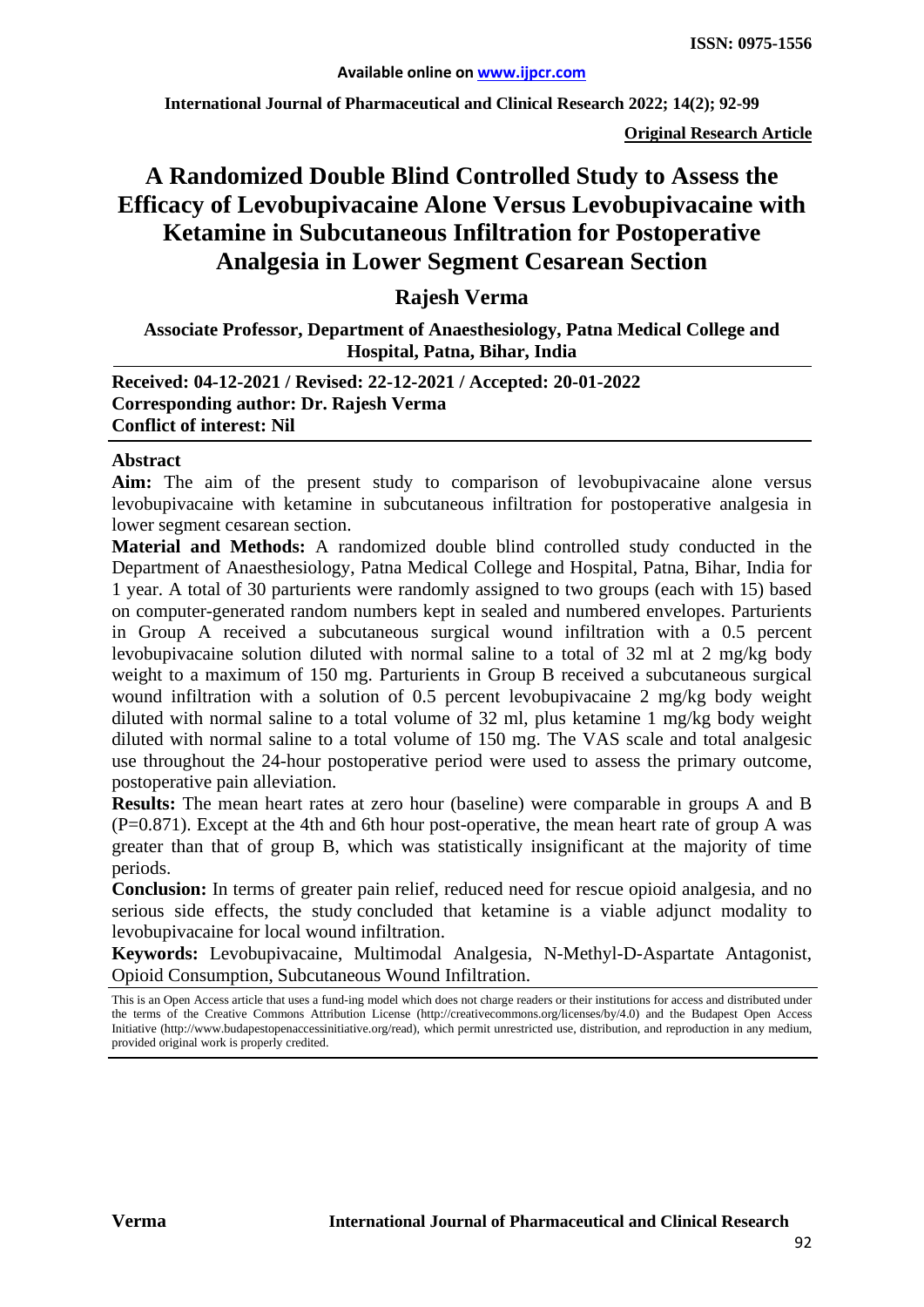**ISSN: 0975-1556**

**Available online on www.ijpcr.com**

**Original Research Article**

# A Randomized Double Blind Controlled Study to Assess the Efficacy of Levobupivacaine Alone Versus Levobupivacaine with Ketamine in Subcutaneous Infiltration for Postoperative Analgesia in Lower Segment Cesarean Section

## Rajesh Verma

**Associate Professor, Department of Anaesthesiology, Patna Medical College and Hospital, Patna, Bihar, India**

**Received: 04-12-2021 / Revised: 22-12-2021 / Accepted: 20-01-2022**
**Corresponding author: Dr. Rajesh Verma**
**Conflict of interest: Nil**

### Abstract

**Aim:** The aim of the present study to comparison of levobupivacaine alone versus levobupivacaine with ketamine in subcutaneous infiltration for postoperative analgesia in lower segment cesarean section.

**Material and Methods:** A randomized double blind controlled study conducted in the Department of Anaesthesiology, Patna Medical College and Hospital, Patna, Bihar, India for 1 year. A total of 30 parturients were randomly assigned to two groups (each with 15) based on computer-generated random numbers kept in sealed and numbered envelopes. Parturients in Group A received a subcutaneous surgical wound infiltration with a 0.5 percent levobupivacaine solution diluted with normal saline to a total of 32 ml at 2 mg/kg body weight to a maximum of 150 mg. Parturients in Group B received a subcutaneous surgical wound infiltration with a solution of 0.5 percent levobupivacaine 2 mg/kg body weight diluted with normal saline to a total volume of 32 ml, plus ketamine 1 mg/kg body weight diluted with normal saline to a total volume of 150 mg. The VAS scale and total analgesic use throughout the 24-hour postoperative period were used to assess the primary outcome, postoperative pain alleviation.

**Results:** The mean heart rates at zero hour (baseline) were comparable in groups A and B (P=0.871). Except at the 4th and 6th hour post-operative, the mean heart rate of group A was greater than that of group B, which was statistically insignificant at the majority of time periods.

**Conclusion:** In terms of greater pain relief, reduced need for rescue opioid analgesia, and no serious side effects, the study concluded that ketamine is a viable adjunct modality to levobupivacaine for local wound infiltration.

**Keywords:** Levobupivacaine, Multimodal Analgesia, N-Methyl-D-Aspartate Antagonist, Opioid Consumption, Subcutaneous Wound Infiltration.

This is an Open Access article that uses a fund-ing model which does not charge readers or their institutions for access and distributed under the terms of the Creative Commons Attribution License (http://creativecommons.org/licenses/by/4.0) and the Budapest Open Access Initiative (http://www.budapestopenaccessinitiative.org/read), which permit unrestricted use, distribution, and reproduction in any medium, provided original work is properly credited.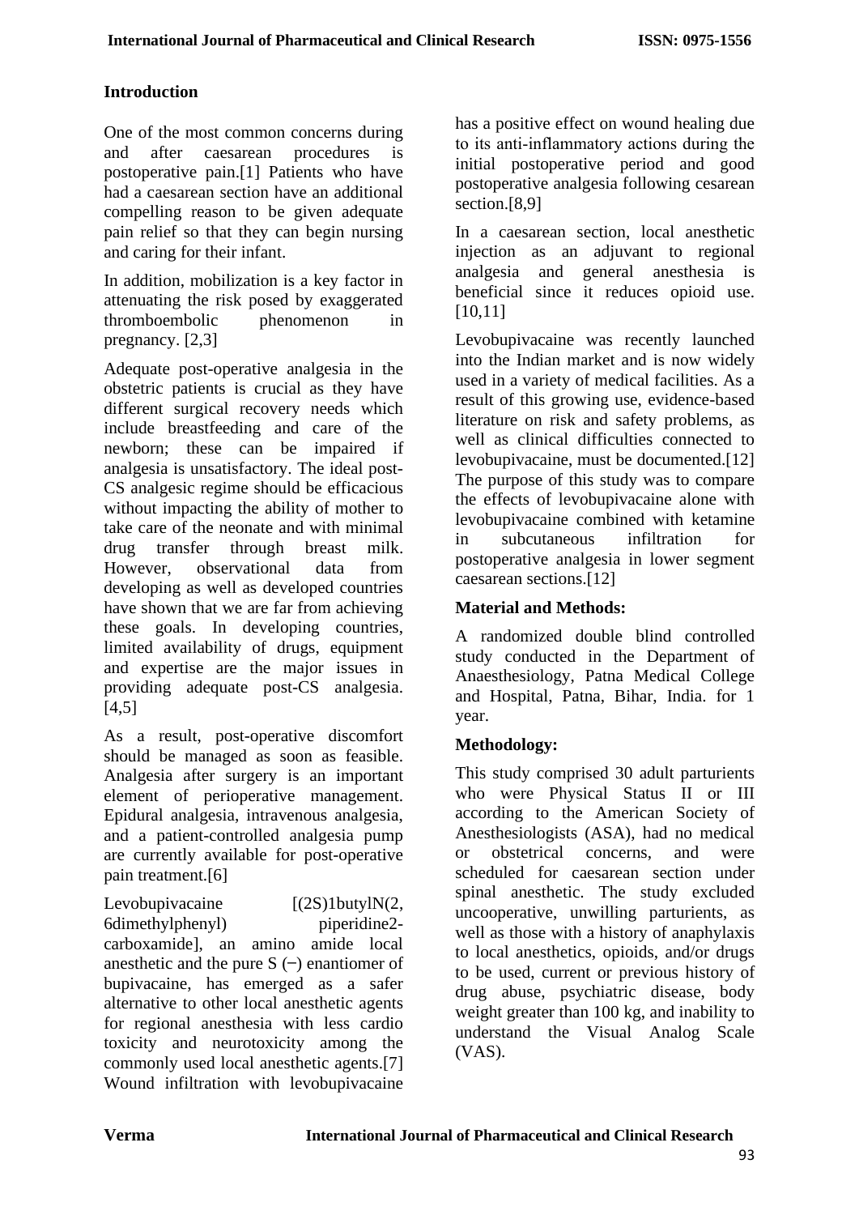## Introduction

One of the most common concerns during and after caesarean procedures is postoperative pain.[1] Patients who have had a caesarean section have an additional compelling reason to be given adequate pain relief so that they can begin nursing and caring for their infant.

In addition, mobilization is a key factor in attenuating the risk posed by exaggerated thromboembolic phenomenon in pregnancy. [2,3]

Adequate post-operative analgesia in the obstetric patients is crucial as they have different surgical recovery needs which include breastfeeding and care of the newborn; these can be impaired if analgesia is unsatisfactory. The ideal post-CS analgesic regime should be efficacious without impacting the ability of mother to take care of the neonate and with minimal drug transfer through breast milk. However, observational data from developing as well as developed countries have shown that we are far from achieving these goals. In developing countries, limited availability of drugs, equipment and expertise are the major issues in providing adequate post-CS analgesia. [4,5]

As a result, post-operative discomfort should be managed as soon as feasible. Analgesia after surgery is an important element of perioperative management. Epidural analgesia, intravenous analgesia, and a patient-controlled analgesia pump are currently available for post-operative pain treatment.[6]

Levobupivacaine [(2S)1butylN(2, 6dimethylphenyl) piperidine2-carboxamide], an amino amide local anesthetic and the pure S (−) enantiomer of bupivacaine, has emerged as a safer alternative to other local anesthetic agents for regional anesthesia with less cardio toxicity and neurotoxicity among the commonly used local anesthetic agents.[7] Wound infiltration with levobupivacaine has a positive effect on wound healing due to its anti-inflammatory actions during the initial postoperative period and good postoperative analgesia following cesarean section.[8,9]

In a caesarean section, local anesthetic injection as an adjuvant to regional analgesia and general anesthesia is beneficial since it reduces opioid use. [10,11]

Levobupivacaine was recently launched into the Indian market and is now widely used in a variety of medical facilities. As a result of this growing use, evidence-based literature on risk and safety problems, as well as clinical difficulties connected to levobupivacaine, must be documented.[12] The purpose of this study was to compare the effects of levobupivacaine alone with levobupivacaine combined with ketamine in subcutaneous infiltration for postoperative analgesia in lower segment caesarean sections.[12]

## Material and Methods:

A randomized double blind controlled study conducted in the Department of Anaesthesiology, Patna Medical College and Hospital, Patna, Bihar, India. for 1 year.

## Methodology:

This study comprised 30 adult parturients who were Physical Status II or III according to the American Society of Anesthesiologists (ASA), had no medical or obstetrical concerns, and were scheduled for caesarean section under spinal anesthetic. The study excluded uncooperative, unwilling parturients, as well as those with a history of anaphylaxis to local anesthetics, opioids, and/or drugs to be used, current or previous history of drug abuse, psychiatric disease, body weight greater than 100 kg, and inability to understand the Visual Analog Scale (VAS).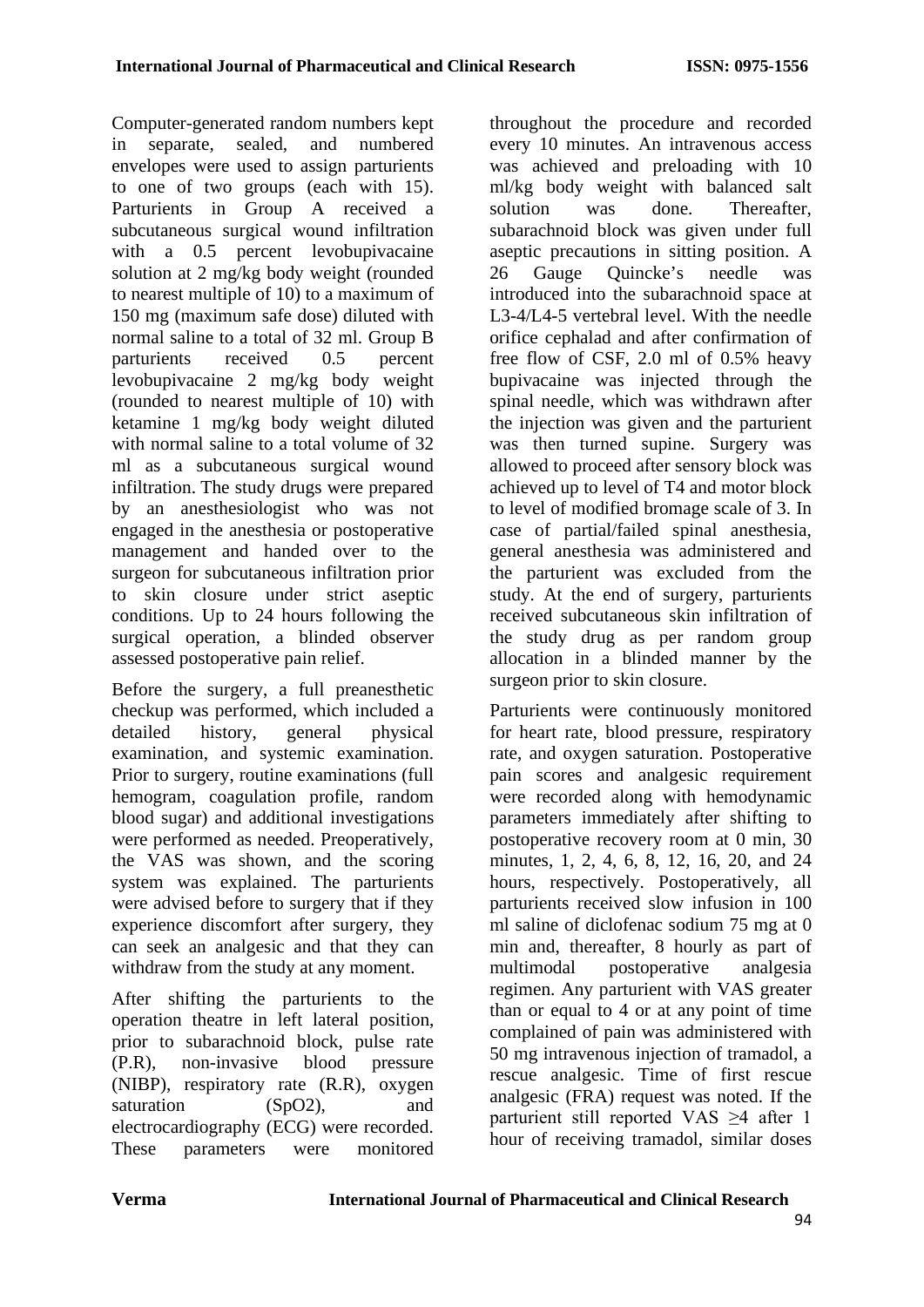Computer-generated random numbers kept in separate, sealed, and numbered envelopes were used to assign parturients to one of two groups (each with 15). Parturients in Group A received a subcutaneous surgical wound infiltration with a 0.5 percent levobupivacaine solution at 2 mg/kg body weight (rounded to nearest multiple of 10) to a maximum of 150 mg (maximum safe dose) diluted with normal saline to a total of 32 ml. Group B parturients received 0.5 percent levobupivacaine 2 mg/kg body weight (rounded to nearest multiple of 10) with ketamine 1 mg/kg body weight diluted with normal saline to a total volume of 32 ml as a subcutaneous surgical wound infiltration. The study drugs were prepared by an anesthesiologist who was not engaged in the anesthesia or postoperative management and handed over to the surgeon for subcutaneous infiltration prior to skin closure under strict aseptic conditions. Up to 24 hours following the surgical operation, a blinded observer assessed postoperative pain relief.

Before the surgery, a full preanesthetic checkup was performed, which included a detailed history, general physical examination, and systemic examination. Prior to surgery, routine examinations (full hemogram, coagulation profile, random blood sugar) and additional investigations were performed as needed. Preoperatively, the VAS was shown, and the scoring system was explained. The parturients were advised before to surgery that if they experience discomfort after surgery, they can seek an analgesic and that they can withdraw from the study at any moment.

After shifting the parturients to the operation theatre in left lateral position, prior to subarachnoid block, pulse rate (P.R), non-invasive blood pressure (NIBP), respiratory rate (R.R), oxygen saturation ($SpO_2$), and electrocardiography (ECG) were recorded. These parameters were monitored throughout the procedure and recorded every 10 minutes. An intravenous access was achieved and preloading with 10 ml/kg body weight with balanced salt solution was done. Thereafter, subarachnoid block was given under full aseptic precautions in sitting position. A 26 Gauge Quincke's needle was introduced into the subarachnoid space at L3-4/L4-5 vertebral level. With the needle orifice cephalad and after confirmation of free flow of CSF, 2.0 ml of 0.5% heavy bupivacaine was injected through the spinal needle, which was withdrawn after the injection was given and the parturient was then turned supine. Surgery was allowed to proceed after sensory block was achieved up to level of T4 and motor block to level of modified bromage scale of 3. In case of partial/failed spinal anesthesia, general anesthesia was administered and the parturient was excluded from the study. At the end of surgery, parturients received subcutaneous skin infiltration of the study drug as per random group allocation in a blinded manner by the surgeon prior to skin closure.

Parturients were continuously monitored for heart rate, blood pressure, respiratory rate, and oxygen saturation. Postoperative pain scores and analgesic requirement were recorded along with hemodynamic parameters immediately after shifting to postoperative recovery room at 0 min, 30 minutes, 1, 2, 4, 6, 8, 12, 16, 20, and 24 hours, respectively. Postoperatively, all parturients received slow infusion in 100 ml saline of diclofenac sodium 75 mg at 0 min and, thereafter, 8 hourly as part of multimodal postoperative analgesia regimen. Any parturient with VAS greater than or equal to 4 or at any point of time complained of pain was administered with 50 mg intravenous injection of tramadol, a rescue analgesic. Time of first rescue analgesic (FRA) request was noted. If the parturient still reported VAS $\geq 4$ after 1 hour of receiving tramadol, similar doses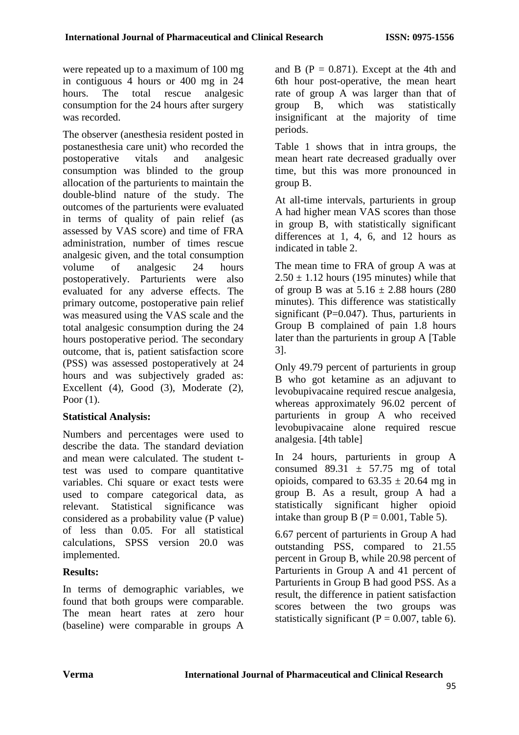were repeated up to a maximum of 100 mg in contiguous 4 hours or 400 mg in 24 hours. The total rescue analgesic consumption for the 24 hours after surgery was recorded.

The observer (anesthesia resident posted in postanesthesia care unit) who recorded the postoperative vitals and analgesic consumption was blinded to the group allocation of the parturients to maintain the double-blind nature of the study. The outcomes of the parturients were evaluated in terms of quality of pain relief (as assessed by VAS score) and time of FRA administration, number of times rescue analgesic given, and the total consumption volume of analgesic 24 hours postoperatively. Parturients were also evaluated for any adverse effects. The primary outcome, postoperative pain relief was measured using the VAS scale and the total analgesic consumption during the 24 hours postoperative period. The secondary outcome, that is, patient satisfaction score (PSS) was assessed postoperatively at 24 hours and was subjectively graded as: Excellent (4), Good (3), Moderate (2), Poor (1).

**Statistical Analysis:**

Numbers and percentages were used to describe the data. The standard deviation and mean were calculated. The student t-test was used to compare quantitative variables. Chi square or exact tests were used to compare categorical data, as relevant. Statistical significance was considered as a probability value (P value) of less than 0.05. For all statistical calculations, SPSS version 20.0 was implemented.

**Results:**

In terms of demographic variables, we found that both groups were comparable. The mean heart rates at zero hour (baseline) were comparable in groups A and B ($P = 0.871$). Except at the 4th and 6th hour post-operative, the mean heart rate of group A was larger than that of group B, which was statistically insignificant at the majority of time periods.

Table 1 shows that in intra groups, the mean heart rate decreased gradually over time, but this was more pronounced in group B.

At all-time intervals, parturients in group A had higher mean VAS scores than those in group B, with statistically significant differences at 1, 4, 6, and 12 hours as indicated in table 2.

The mean time to FRA of group A was at $2.50 \pm 1.12$ hours (195 minutes) while that of group B was at $5.16 \pm 2.88$ hours (280 minutes). This difference was statistically significant ($P=0.047$). Thus, parturients in Group B complained of pain 1.8 hours later than the parturients in group A [Table 3].

Only 49.79 percent of parturients in group B who got ketamine as an adjuvant to levobupivacaine required rescue analgesia, whereas approximately 96.02 percent of parturients in group A who received levobupivacaine alone required rescue analgesia. [4th table]

In 24 hours, parturients in group A consumed $89.31 \pm 57.75$ mg of total opioids, compared to $63.35 \pm 20.64$ mg in group B. As a result, group A had a statistically significant higher opioid intake than group B ($P = 0.001$, Table 5).

6.67 percent of parturients in Group A had outstanding PSS, compared to 21.55 percent in Group B, while 20.98 percent of Parturients in Group A and 41 percent of Parturients in Group B had good PSS. As a result, the difference in patient satisfaction scores between the two groups was statistically significant ($P = 0.007$, table 6).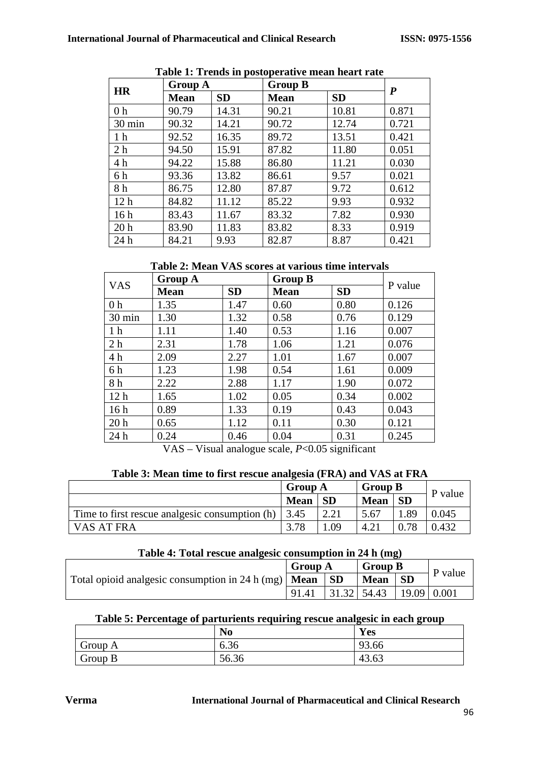**Table 1: Trends in postoperative mean heart rate**

| HR | Group A | | Group B | | *P* |
|---|---|---|---|---|---|
| | **Mean** | **SD** | **Mean** | **SD** | |
| 0 h | 90.79 | 14.31 | 90.21 | 10.81 | 0.871 |
| 30 min | 90.32 | 14.21 | 90.72 | 12.74 | 0.721 |
| 1 h | 92.52 | 16.35 | 89.72 | 13.51 | 0.421 |
| 2 h | 94.50 | 15.91 | 87.82 | 11.80 | 0.051 |
| 4 h | 94.22 | 15.88 | 86.80 | 11.21 | 0.030 |
| 6 h | 93.36 | 13.82 | 86.61 | 9.57 | 0.021 |
| 8 h | 86.75 | 12.80 | 87.87 | 9.72 | 0.612 |
| 12 h | 84.82 | 11.12 | 85.22 | 9.93 | 0.932 |
| 16 h | 83.43 | 11.67 | 83.32 | 7.82 | 0.930 |
| 20 h | 83.90 | 11.83 | 83.82 | 8.33 | 0.919 |
| 24 h | 84.21 | 9.93 | 82.87 | 8.87 | 0.421 |

**Table 2: Mean VAS scores at various time intervals**

| VAS | Group A | | Group B | | P value |
|---|---|---|---|---|---|
| | **Mean** | **SD** | **Mean** | **SD** | |
| 0 h | 1.35 | 1.47 | 0.60 | 0.80 | 0.126 |
| 30 min | 1.30 | 1.32 | 0.58 | 0.76 | 0.129 |
| 1 h | 1.11 | 1.40 | 0.53 | 1.16 | 0.007 |
| 2 h | 2.31 | 1.78 | 1.06 | 1.21 | 0.076 |
| 4 h | 2.09 | 2.27 | 1.01 | 1.67 | 0.007 |
| 6 h | 1.23 | 1.98 | 0.54 | 1.61 | 0.009 |
| 8 h | 2.22 | 2.88 | 1.17 | 1.90 | 0.072 |
| 12 h | 1.65 | 1.02 | 0.05 | 0.34 | 0.002 |
| 16 h | 0.89 | 1.33 | 0.19 | 0.43 | 0.043 |
| 20 h | 0.65 | 1.12 | 0.11 | 0.30 | 0.121 |
| 24 h | 0.24 | 0.46 | 0.04 | 0.31 | 0.245 |

VAS – Visual analogue scale, $P<0.05$ significant

**Table 3: Mean time to first rescue analgesia (FRA) and VAS at FRA**

| | Group A | | Group B | | P value |
|---|---|---|---|---|---|
| | **Mean** | **SD** | **Mean** | **SD** | |
| Time to first rescue analgesic consumption (h) | 3.45 | 2.21 | 5.67 | 1.89 | 0.045 |
| VAS AT FRA | 3.78 | 1.09 | 4.21 | 0.78 | 0.432 |

**Table 4: Total rescue analgesic consumption in 24 h (mg)**

| | Group A | | Group B | | P value |
|---|---|---|---|---|---|
| Total opioid analgesic consumption in 24 h (mg) | **Mean** | **SD** | **Mean** | **SD** | |
| | 91.41 | 31.32 | 54.43 | 19.09 | 0.001 |

**Table 5: Percentage of parturients requiring rescue analgesic in each group**

| | No | Yes |
|---|---|---|
| Group A | 6.36 | 93.66 |
| Group B | 56.36 | 43.63 |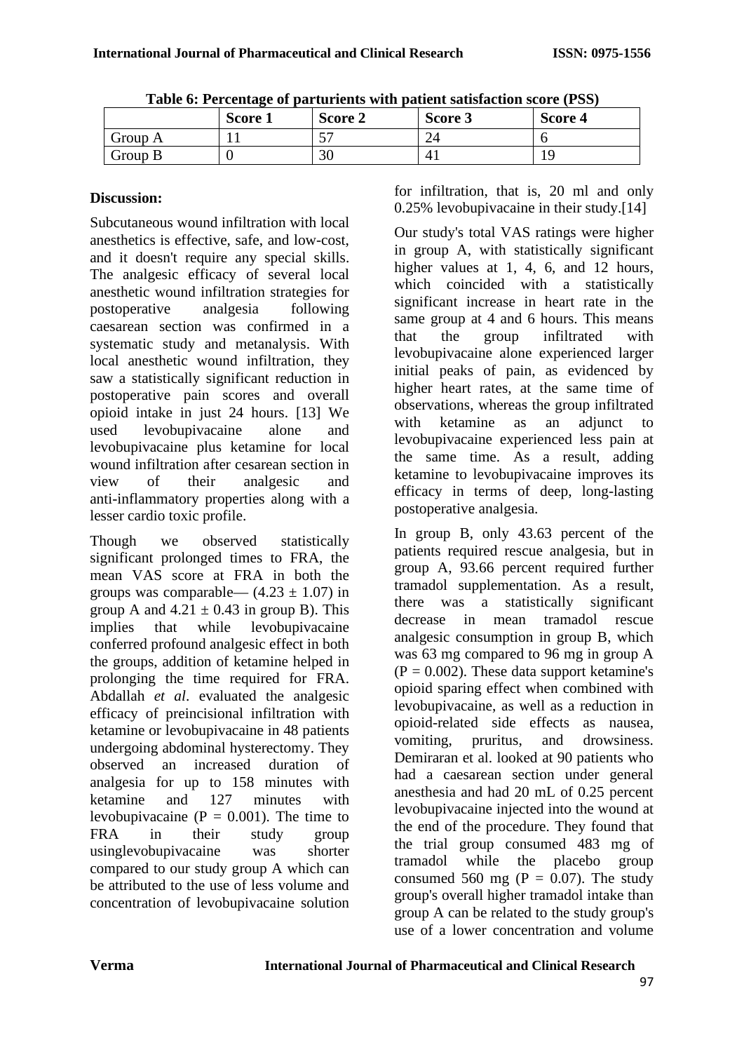**Table 6: Percentage of parturients with patient satisfaction score (PSS)**

| | Score 1 | Score 2 | Score 3 | Score 4 |
|---|---|---|---|---|
| Group A | 11 | 57 | 24 | 6 |
| Group B | 0 | 30 | 41 | 19 |

**Discussion:**

Subcutaneous wound infiltration with local anesthetics is effective, safe, and low-cost, and it doesn't require any special skills. The analgesic efficacy of several local anesthetic wound infiltration strategies for postoperative analgesia following caesarean section was confirmed in a systematic study and metanalysis. With local anesthetic wound infiltration, they saw a statistically significant reduction in postoperative pain scores and overall opioid intake in just 24 hours. [13] We used levobupivacaine alone and levobupivacaine plus ketamine for local wound infiltration after cesarean section in view of their analgesic and anti-inflammatory properties along with a lesser cardio toxic profile.

Though we observed statistically significant prolonged times to FRA, the mean VAS score at FRA in both the groups was comparable— ($4.23 \pm 1.07$) in group A and $4.21 \pm 0.43$ in group B). This implies that while levobupivacaine conferred profound analgesic effect in both the groups, addition of ketamine helped in prolonging the time required for FRA. Abdallah *et al*. evaluated the analgesic efficacy of preincisional infiltration with ketamine or levobupivacaine in 48 patients undergoing abdominal hysterectomy. They observed an increased duration of analgesia for up to 158 minutes with ketamine and 127 minutes with levobupivacaine ($P = 0.001$). The time to FRA in their study group usinglevobupivacaine was shorter compared to our study group A which can be attributed to the use of less volume and concentration of levobupivacaine solution for infiltration, that is, 20 ml and only 0.25% levobupivacaine in their study.[14]

Our study's total VAS ratings were higher in group A, with statistically significant higher values at 1, 4, 6, and 12 hours, which coincided with a statistically significant increase in heart rate in the same group at 4 and 6 hours. This means that the group infiltrated with levobupivacaine alone experienced larger initial peaks of pain, as evidenced by higher heart rates, at the same time of observations, whereas the group infiltrated with ketamine as an adjunct to levobupivacaine experienced less pain at the same time. As a result, adding ketamine to levobupivacaine improves its efficacy in terms of deep, long-lasting postoperative analgesia.

In group B, only 43.63 percent of the patients required rescue analgesia, but in group A, 93.66 percent required further tramadol supplementation. As a result, there was a statistically significant decrease in mean tramadol rescue analgesic consumption in group B, which was 63 mg compared to 96 mg in group A ($P = 0.002$). These data support ketamine's opioid sparing effect when combined with levobupivacaine, as well as a reduction in opioid-related side effects as nausea, vomiting, pruritus, and drowsiness. Demiraran et al. looked at 90 patients who had a caesarean section under general anesthesia and had 20 mL of 0.25 percent levobupivacaine injected into the wound at the end of the procedure. They found that the trial group consumed 483 mg of tramadol while the placebo group consumed 560 mg ($P = 0.07$). The study group's overall higher tramadol intake than group A can be related to the study group's use of a lower concentration and volume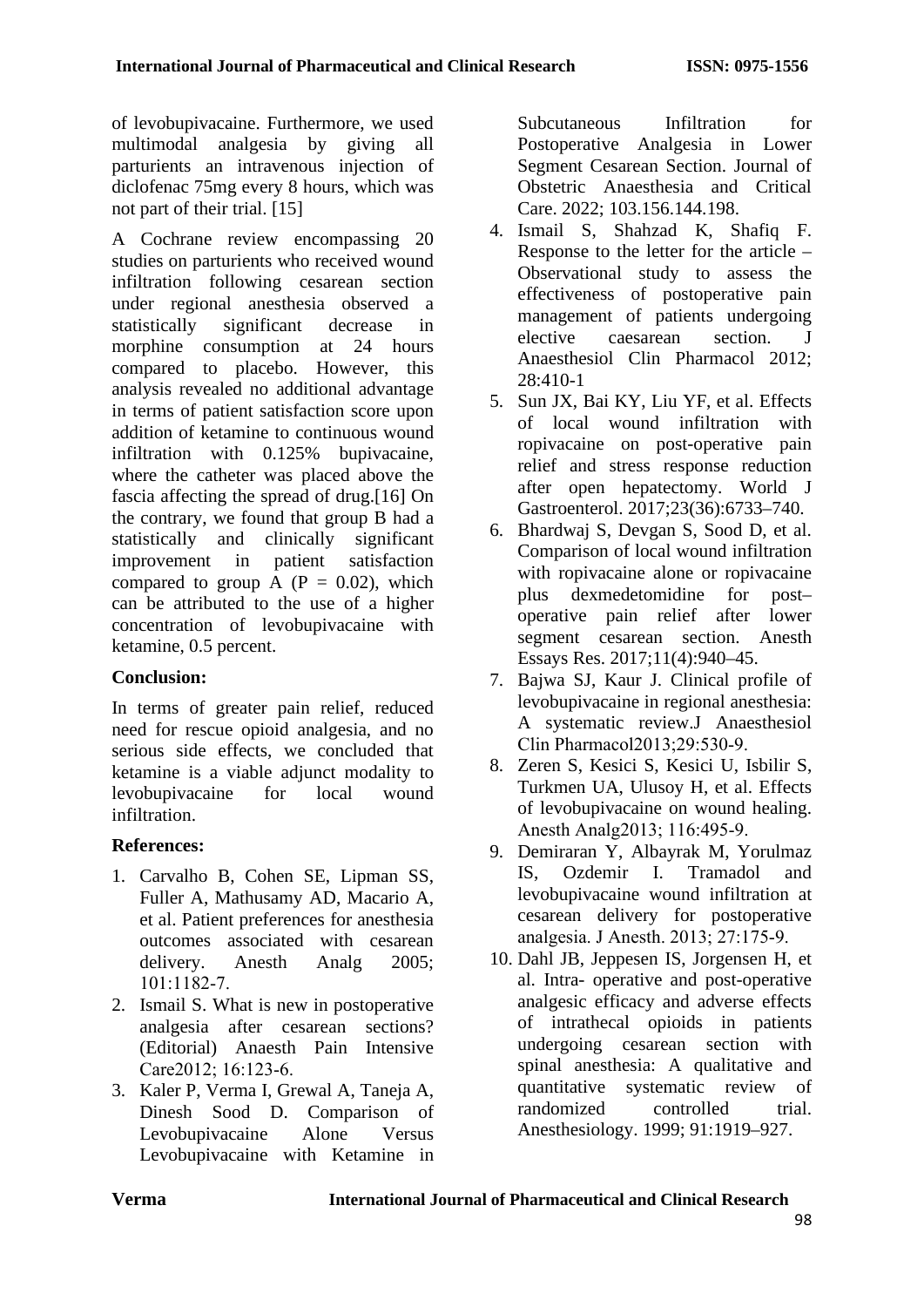of levobupivacaine. Furthermore, we used multimodal analgesia by giving all parturients an intravenous injection of diclofenac 75mg every 8 hours, which was not part of their trial. [15]

A Cochrane review encompassing 20 studies on parturients who received wound infiltration following cesarean section under regional anesthesia observed a statistically significant decrease in morphine consumption at 24 hours compared to placebo. However, this analysis revealed no additional advantage in terms of patient satisfaction score upon addition of ketamine to continuous wound infiltration with 0.125% bupivacaine, where the catheter was placed above the fascia affecting the spread of drug.[16] On the contrary, we found that group B had a statistically and clinically significant improvement in patient satisfaction compared to group A (P = 0.02), which can be attributed to the use of a higher concentration of levobupivacaine with ketamine, 0.5 percent.

## Conclusion:

In terms of greater pain relief, reduced need for rescue opioid analgesia, and no serious side effects, we concluded that ketamine is a viable adjunct modality to levobupivacaine for local wound infiltration.

## References:

1. Carvalho B, Cohen SE, Lipman SS, Fuller A, Mathusamy AD, Macario A, et al. Patient preferences for anesthesia outcomes associated with cesarean delivery. Anesth Analg 2005; 101:1182-7.
2. Ismail S. What is new in postoperative analgesia after cesarean sections? (Editorial) Anaesth Pain Intensive Care2012; 16:123-6.
3. Kaler P, Verma I, Grewal A, Taneja A, Dinesh Sood D. Comparison of Levobupivacaine Alone Versus Levobupivacaine with Ketamine in Subcutaneous Infiltration for Postoperative Analgesia in Lower Segment Cesarean Section. Journal of Obstetric Anaesthesia and Critical Care. 2022; 103.156.144.198.
4. Ismail S, Shahzad K, Shafiq F. Response to the letter for the article – Observational study to assess the effectiveness of postoperative pain management of patients undergoing elective caesarean section. J Anaesthesiol Clin Pharmacol 2012; 28:410-1
5. Sun JX, Bai KY, Liu YF, et al. Effects of local wound infiltration with ropivacaine on post-operative pain relief and stress response reduction after open hepatectomy. World J Gastroenterol. 2017;23(36):6733–740.
6. Bhardwaj S, Devgan S, Sood D, et al. Comparison of local wound infiltration with ropivacaine alone or ropivacaine plus dexmedetomidine for post–operative pain relief after lower segment cesarean section. Anesth Essays Res. 2017;11(4):940–45.
7. Bajwa SJ, Kaur J. Clinical profile of levobupivacaine in regional anesthesia: A systematic review.J Anaesthesiol Clin Pharmacol2013;29:530-9.
8. Zeren S, Kesici S, Kesici U, Isbilir S, Turkmen UA, Ulusoy H, et al. Effects of levobupivacaine on wound healing. Anesth Analg2013; 116:495-9.
9. Demiraran Y, Albayrak M, Yorulmaz IS, Ozdemir I. Tramadol and levobupivacaine wound infiltration at cesarean delivery for postoperative analgesia. J Anesth. 2013; 27:175-9.
10. Dahl JB, Jeppesen IS, Jorgensen H, et al. Intra- operative and post-operative analgesic efficacy and adverse effects of intrathecal opioids in patients undergoing cesarean section with spinal anesthesia: A qualitative and quantitative systematic review of randomized controlled trial. Anesthesiology. 1999; 91:1919–927.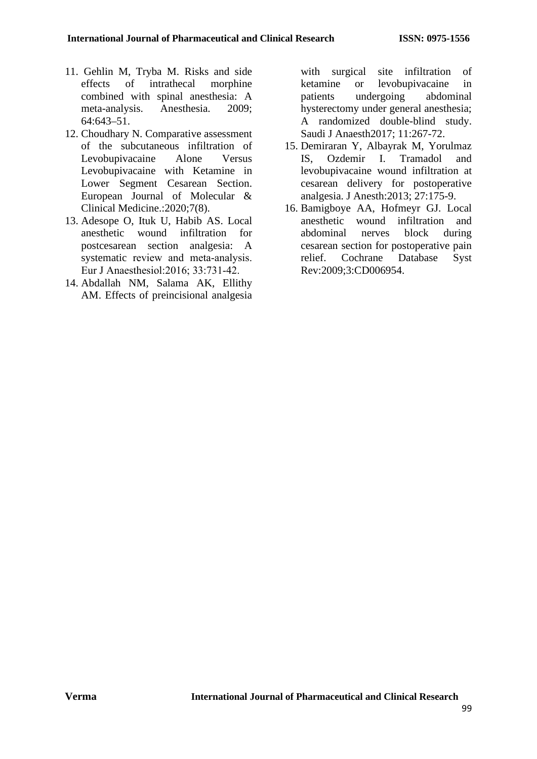11. Gehlin M, Tryba M. Risks and side effects of intrathecal morphine combined with spinal anesthesia: A meta-analysis. Anesthesia. 2009; 64:643–51.
12. Choudhary N. Comparative assessment of the subcutaneous infiltration of Levobupivacaine Alone Versus Levobupivacaine with Ketamine in Lower Segment Cesarean Section. European Journal of Molecular & Clinical Medicine.:2020;7(8).
13. Adesope O, Ituk U, Habib AS. Local anesthetic wound infiltration for postcesarean section analgesia: A systematic review and meta-analysis. Eur J Anaesthesiol:2016; 33:731-42.
14. Abdallah NM, Salama AK, Ellithy AM. Effects of preincisional analgesia with surgical site infiltration of ketamine or levobupivacaine in patients undergoing abdominal hysterectomy under general anesthesia; A randomized double-blind study. Saudi J Anaesth2017; 11:267-72.
15. Demiraran Y, Albayrak M, Yorulmaz IS, Ozdemir I. Tramadol and levobupivacaine wound infiltration at cesarean delivery for postoperative analgesia. J Anesth:2013; 27:175-9.
16. Bamigboye AA, Hofmeyr GJ. Local anesthetic wound infiltration and abdominal nerves block during cesarean section for postoperative pain relief. Cochrane Database Syst Rev:2009;3:CD006954.